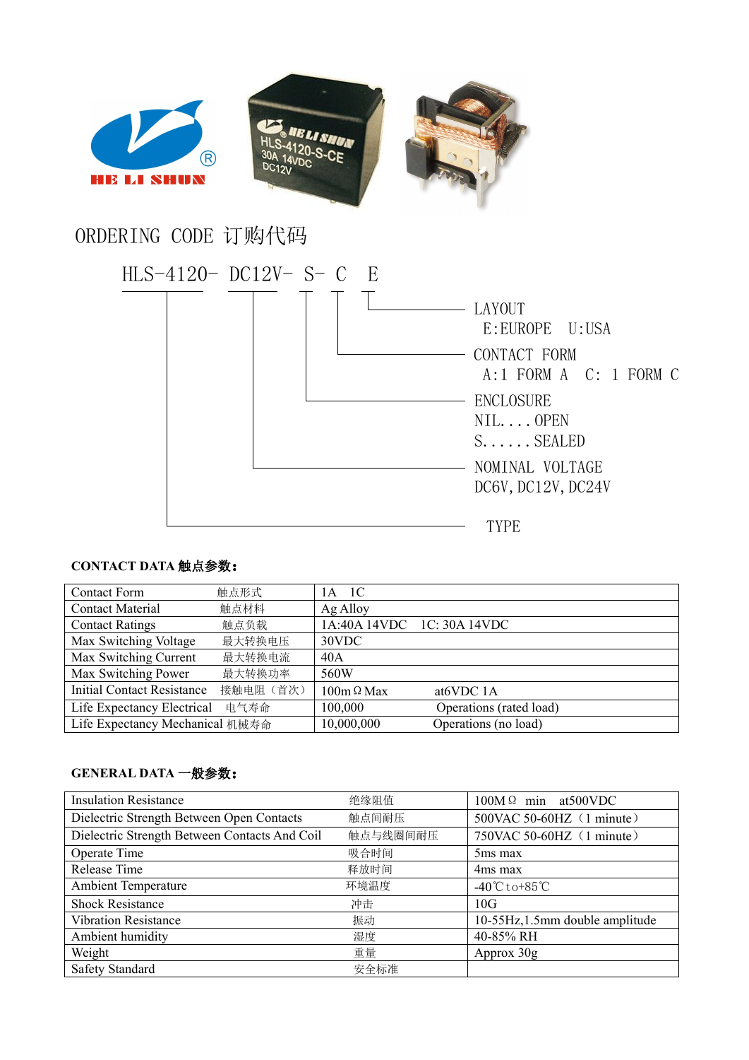HE LI SHUN

# ORDERING CODE 订购代码

HLS-4120- DC12V- S- C E

- LAYOUT
  E:EUROPE U:USA
- CONTACT FORM
  A:1 FORM A C: 1 FORM C
- ENCLOSURE
  NIL....OPEN
  S......SEALED
- NOMINAL VOLTAGE
  DC6V,DC12V,DC24V
- TYPE

## CONTACT DATA 触点参数:

| | | |
|---|---|---|
| Contact Form | 触点形式 | 1A 1C |
| Contact Material | 触点材料 | Ag Alloy |
| Contact Ratings | 触点负载 | 1A:40A 14VDC 1C: 30A 14VDC |
| Max Switching Voltage | 最大转换电压 | 30VDC |
| Max Switching Current | 最大转换电流 | 40A |
| Max Switching Power | 最大转换功率 | 560W |
| Initial Contact Resistance | 接触电阻（首次） | 100mΩ Max at6VDC 1A |
| Life Expectancy Electrical | 电气寿命 | 100,000 Operations (rated load) |
| Life Expectancy Mechanical | 机械寿命 | 10,000,000 Operations (no load) |

## GENERAL DATA 一般参数:

| | | |
|---|---|---|
| Insulation Resistance | 绝缘阻值 | 100MΩ min at500VDC |
| Dielectric Strength Between Open Contacts | 触点间耐压 | 500VAC 50-60HZ（1 minute） |
| Dielectric Strength Between Contacts And Coil | 触点与线圈间耐压 | 750VAC 50-60HZ（1 minute） |
| Operate Time | 吸合时间 | 5ms max |
| Release Time | 释放时间 | 4ms max |
| Ambient Temperature | 环境温度 | -40℃to+85℃ |
| Shock Resistance | 冲击 | 10G |
| Vibration Resistance | 振动 | 10-55Hz,1.5mm double amplitude |
| Ambient humidity | 湿度 | 40-85% RH |
| Weight | 重量 | Approx 30g |
| Safety Standard | 安全标准 | |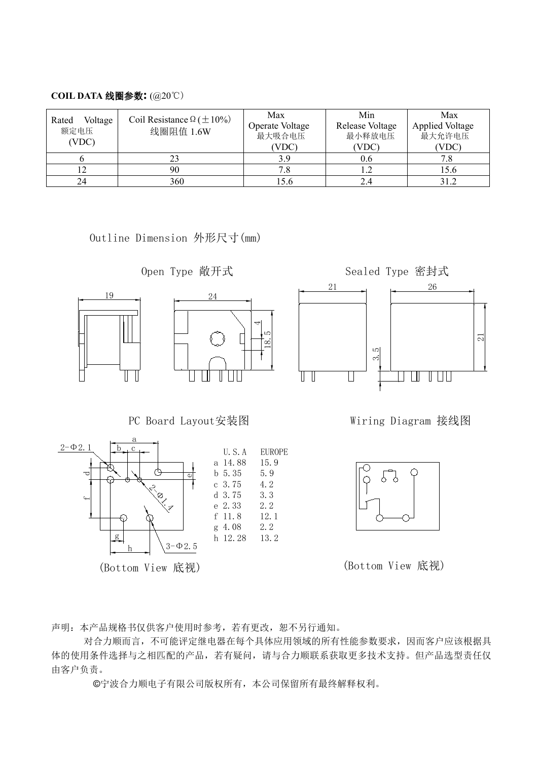**COIL DATA 线圈参数:** (@20℃)

| Rated Voltage 额定电压 (VDC) | Coil Resistance Ω(±10%) 线圈阻值 1.6W | Max Operate Voltage 最大吸合电压 (VDC) | Min Release Voltage 最小释放电压 (VDC) | Max Applied Voltage 最大允许电压 (VDC) |
|---|---|---|---|---|
| 6 | 23 | 3.9 | 0.6 | 7.8 |
| 12 | 90 | 7.8 | 1.2 | 15.6 |
| 24 | 360 | 15.6 | 2.4 | 31.2 |

Outline Dimension 外形尺寸(mm)

Open Type 敞开式

19

24

4

18.5

Sealed Type 密封式

21

26

21

3.5

PC Board Layout安装图

2-Φ2.1

a

b

c

d

e

f

g

h

2-Φ1.4

3-Φ2.5

|   | U.S.A | EUROPE |
|---|---|---|
| a | 14.88 | 15.9 |
| b | 5.35 | 5.9 |
| c | 3.75 | 4.2 |
| d | 3.75 | 3.3 |
| e | 2.33 | 2.2 |
| f | 11.8 | 12.1 |
| g | 4.08 | 2.2 |
| h | 12.28 | 13.2 |

(Bottom View 底视)

Wiring Diagram 接线图

(Bottom View 底视)

声明：本产品规格书仅供客户使用时参考，若有更改，恕不另行通知。

对合力顺而言，不可能评定继电器在每个具体应用领域的所有性能参数要求，因而客户应该根据具体的使用条件选择与之相匹配的产品，若有疑问，请与合力顺联系获取更多技术支持。但产品选型责任仅由客户负责。

©宁波合力顺电子有限公司版权所有，本公司保留所有最终解释权利。